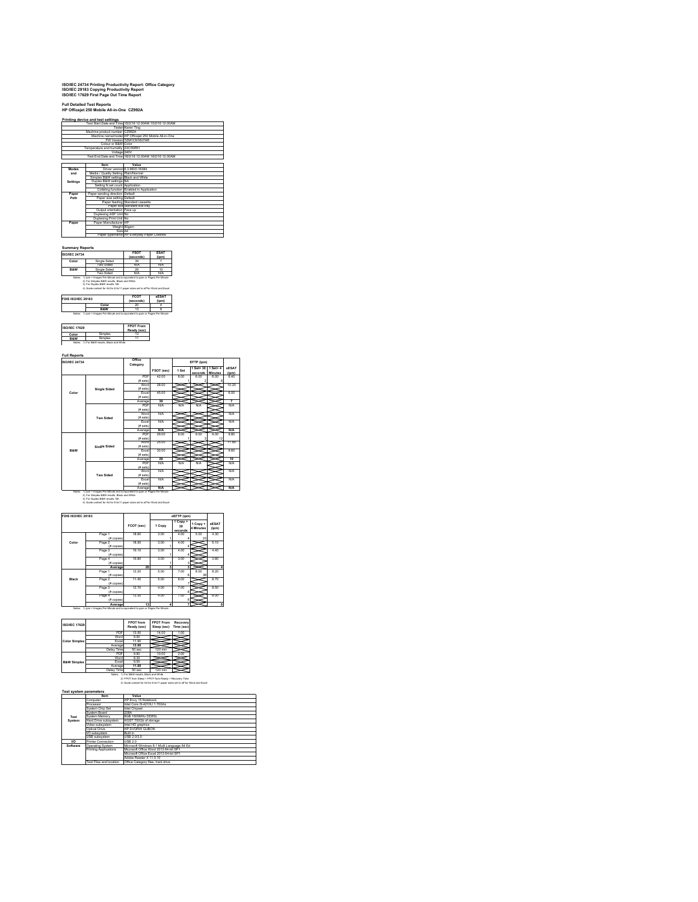# ISO/IEC 24734 Printing Productivity Report: Office Category
# ISO/IEC 29183 Copying Productivity Report
# ISO/IEC 17629 First Page Out Time Report

## Full Detailed Test Reports
## HP Officejet 250 Mobile All-in-One CZ992A

### Printing device and test settings

| | |
|---|---|
| Test Start Date and Time | 15/2/16 12:00AM 15/2/16 12:00AM |
| Tester | Karen Ting |
| Machine product number | CZ992A |
| Machine name/model | HP Officejet 250 Mobile All-in-One |
| FW Version | TZM1CN1607AR |
| Colour or B&W | Color |
| Temperature and humidity | 23C/50RH |
| Voltage | 240V |
| Test End Date and Time | 18/2/16 12:00AM 18/2/16 12:00AM |

| | Item | Value |
|---|---|---|
| Modes and Settings | Driver version | 6.3.9600.16384 |
| | Media / Quality Setting | Plain/Normal |
| | Simplex B&W settings | Black and White |
| | Duplex B&W settings | NA |
| | Setting N set count | Application |
| | Collating function | Enabled in Application |
| Paper Path | Paper sending direction | Default |
| | Paper size setting | Default |
| | Paper feeding | Standard cassette |
| | Paper exit | Standard exit tray |
| | Output orientation | Face up |
| | Duplexing ADF Unit | No |
| | Duplexing Print Unit | No |
| Paper | Paper Manufacturer | HP |
| | Weight | 80gsm |
| | Size | A4 |
| | Paper type/name | HP Everyday Paper Colorlok |

### Summary Reports

| ISO/IEC 24734 | | FSOT (seconds) | ESAT (ipm) |
|---|---|---|---|
| Color | Single Sided | 39 | 7 |
| | Two Sided | N/A | N/A |
| B&W | Single Sided | 29 | 10 |
| | Two Sided | N/A | N/A |

Notes: 1) ipm = Images Per Minute and is equivalent to ppm or Pages Per Minute
2) For Simplex B&W results, Black and White
3) For Duplex B&W results, NA
4) Scale content for A4 for 8.5x11 paper sizes set to off for Word and Excel

| FDIS ISO/IEC 29183 | FCOT (seconds) | sESAT (ipm) |
|---|---|---|
| Color | 20 | 4 |
| B&W | 13 | 8 |

Notes: 1) ipm = Images Per Minute and is equivalent to ppm or Pages Per Minute

| ISO/IEC 17629 | | FPOT From Ready (sec) |
|---|---|---|
| Color | Simplex | 13 |
| B&W | Simplex | 11 |

Notes: 1) For B&W results, Black and White

### Full Reports

| ISO/IEC 24734 | | Office Category | FSOT (sec) | EFTP (ipm) 1 Set | 1 Set+ 30 seconds | 1 Set+ 4 Minutes | sESAT (ipm) |
|---|---|---|---|---|---|---|---|
| Color | Single Sided | PDF | 42.00 | 6.00 | 6.00 | 6.00 | 6.40 |
| | | (# sets) | | 1 | 2 | 8 | |
| | | Word | 28.00 | | | | 10.20 |
| | | (# sets) | | | | | |
| | | Excel | 45.00 | | | | 6.00 |
| | | (# sets) | | | | | |
| | | Average | 39 | | | | 7 |
| | Two Sided | PDF | N/A | N/A | N/A | | N/A |
| | | (# sets) | | | | | |
| | | Word | N/A | | | | N/A |
| | | (# sets) | | | | | |
| | | Excel | N/A | | | | N/A |
| | | (# sets) | | | | | |
| | | Average | N/A | | | | N/A |
| B&W | Single Sided | PDF | 29.00 | 8.00 | 9.00 | 9.00 | 9.80 |
| | | (# sets) | | 1 | 3 | 12 | |
| | | Word | 25.00 | | | | 11.80 |
| | | (# sets) | | | | | |
| | | Excel | 30.00 | | | | 9.60 |
| | | (# sets) | | | | | |
| | | Average | 29 | | | | 10 |
| | Two Sided | PDF | N/A | N/A | N/A | | N/A |
| | | (# sets) | | | | | |
| | | Word | N/A | | | | N/A |
| | | (# sets) | | | | | |
| | | Excel | N/A | | | | N/A |
| | | (# sets) | | | | | |
| | | Average | N/A | | | | N/A |

Notes: 1) ipm = Images Per Minute and is equivalent to ppm or Pages Per Minute
2) For Simplex B&W results, Black and White
3) For Duplex B&W results, NA
4) Scale content for A4 for 8.5x11 paper sizes set to off for Word and Excel

| FDIS ISO/IEC 29183 | | FCOT (sec) | sEFTP (ipm) 1 Copy | 1 Copy + 30 seconds | 1 Copy + 4 Minutes | sESAT (ipm) |
|---|---|---|---|---|---|---|
| Color | Page 1 | 18.60 | 3.00 | 4.00 | 5.00 | 4.30 |
| | (# copies) | | 1 | 4 | 23 | |
| | Page 2 | 18.50 | 3.00 | 4.00 | | 5.10 |
| | (# copies) | | 1 | 4 | | |
| | Page 3 | 19.10 | 3.00 | 4.00 | | 4.40 |
| | (# copies) | | 1 | 4 | | |
| | Page 4 | 19.80 | 3.00 | 3.00 | | 3.80 |
| | (# copies) | | 1 | 3 | | |
| | Average | 20 | 3 | 3 | | 4 |
| Black | Page 1 | 12.20 | 5.00 | 7.00 | 8.00 | 8.20 |
| | (# copies) | | 1 | 6 | 38 | |
| | Page 2 | 11.40 | 5.00 | 8.00 | | 8.70 |
| | (# copies) | | 1 | 7 | | |
| | Page 3 | 12.70 | 4.00 | 7.00 | | 8.50 |
| | (# copies) | | 1 | 6 | | |
| | Page 4 | 13.30 | 4.00 | 7.00 | | 8.00 |
| | (# copies) | | 1 | 6 | | |
| | Average | 13 | 4 | 7 | | 8 |

Notes: 1) ipm = Images Per Minute and is equivalent to ppm or Pages Per Minute

| ISO/IEC 17629 | | FPOT from Ready (sec) | FPOT From Sleep (sec) | Recovery Time (sec) |
|---|---|---|---|---|
| Color Simplex | PDF | 13.50 | 14.00 | 1.00 |
| | Word | 9.90 | | |
| | Excel | 11.90 | | |
| | Average | 13.00 | | |
| | Delay Time | 50 sec | 120 min | |
| B&W Simplex | PDF | 9.80 | 10.00 | 2.00 |
| | Word | 8.30 | | |
| | Excel | 9.50 | | |
| | Average | 11.00 | | |
| | Delay Time | 50 sec | 120 min | |

Notes: 1) For B&W results, Black and White
2) FPOT from Sleep = FPOT from Ready + Recovery Time
3) Scale content for A4 for 8.5x11 paper sizes set to off for Word and Excel

### Test system parameters

| | Item | Value |
|---|---|---|
| Test System | Computer | HP Envy 15 Notebook |
| | Processor | Intel Core i5-4210U 1.70Ghz |
| | System Chip Set | Intel Chipset |
| | System Board | 228A |
| | System Memory | 8GB 1600MHz DDR3L |
| | Hard Drive subsystem | HGST 700Gb of storage |
| | Video subsystem | Intel HD graphics |
| | Optical Drive | HP DVDRW GUBON |
| | I/O subsystem | Built in |
| | USB subsystem | USB 2.0/3.0 |
| I/O | Printer Connection | USB 2.0 |
| Software | Operating System | Microsoft Windows 8.1 Multi Language 64 Ed |
| | Printing Applications | Microsoft Office Word 2013 64-bit SP1 |
| | | Microsoft Office Excel 2013 64-bit SP1 |
| | | Adobe Reader X 11.0.10 |
| | Test Files and location | Office Category files, hard drive |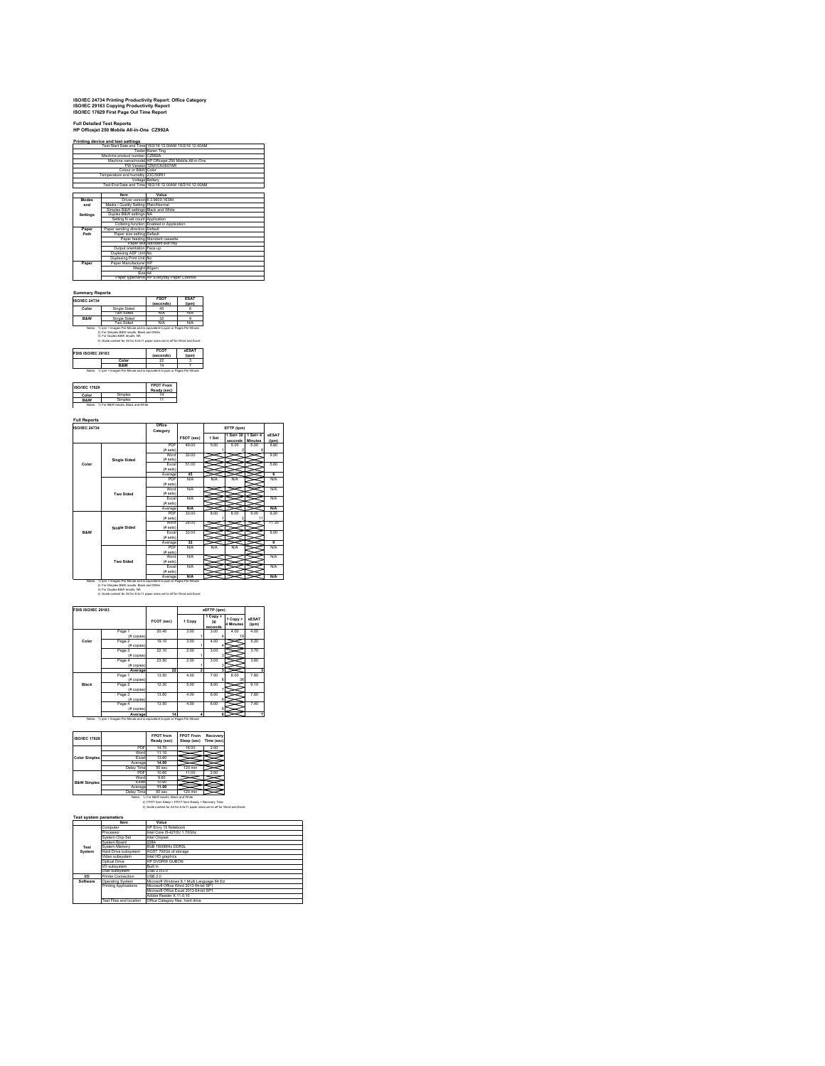# ISO/IEC 24734 Printing Productivity Report: Office Category
# ISO/IEC 29183 Copying Productivity Report
# ISO/IEC 17629 First Page Out Time Report

## Full Detailed Test Reports
## HP Officejet 250 Mobile All-in-One CZ992A

### Printing device and test settings

| | |
|---|---|
| Test Start Date and Time | 15/2/16 12:00AM 15/2/16 12:00AM |
| Tester | Karen Ting |
| Machine product number | CZ992A |
| Machine name/model | HP Officejet 250 Mobile All-in-One |
| FW Version | TZM1CN1607AR |
| Colour or B&W | Color |
| Temperature and humidity | 23C/50RH |
| Voltage | Battery |
| Test End Date and Time | 18/2/16 12:00AM 18/2/16 12:00AM |

| | Item | Value |
|---|---|---|
| Modes and Settings | Driver version | 6.3.9600.16384 |
| | Media / Quality Setting | Plain/Normal |
| | Simplex B&W settings | Black and White |
| | Duplex B&W settings | NA |
| | Setting N set count | Application |
| | Collating function | Enabled in Application |
| Paper Path | Paper sending direction | Default |
| | Paper size setting | Default |
| | Paper feeding | Standard cassette |
| | Paper exit | Standard exit tray |
| | Output orientation | Face up |
| | Duplexing ADF Unit | No |
| | Duplexing Print Unit | No |
| Paper | Paper Manufacturer | HP |
| | Weight | 80gsm |
| | Size | A4 |
| | Paper type/name | HP Everyday Paper Colorlok |

### Summary Reports

| ISO/IEC 24734 | | FSOT (seconds) | ESAT (ipm) |
|---|---|---|---|
| Color | Single Sided | 45 | 6 |
| | Two Sided | N/A | N/A |
| B&W | Single Sided | 32 | 9 |
| | Two Sided | N/A | N/A |

Notes: 1) ipm = Images Per Minute and is equivalent to ppm or Pages Per Minute
2) For Simplex B&W results, Black and White
3) For Duplex B&W results, NA
4) Scale content for A4 for 8.5x11 paper sizes set to off for Word and Excel

| FDIS ISO/IEC 29183 | | FCOT (seconds) | sESAT (ipm) |
|---|---|---|---|
| | Color | 22 | 3 |
| | B&W | 14 | 7 |

Notes: 1) ipm = Images Per Minute and is equivalent to ppm or Pages Per Minute

| ISO/IEC 17629 | | FPOT From Ready (sec) |
|---|---|---|
| Color | Simplex | 14 |
| B&W | Simplex | 11 |

Notes: 1) For B&W results, Black and White

### Full Reports

| ISO/IEC 24734 | | Office Category | FSOT (sec) | EFTP (ipm) 1 Set | 1 Set + 30 seconds | 1 Set + 4 Minutes | sESAT (ipm) |
|---|---|---|---|---|---|---|---|
| Color | Single Sided | PDF | 49.00 | 5.00 | 5.00 | 5.00 | 5.80 |
| | | (# sets) | | 1 | 2 | 8 | |
| | | Word | 32.00 | | | | 9.50 |
| | | (# sets) | | | | | |
| | | Excel | 51.00 | | | | 5.60 |
| | | (# sets) | | | | | |
| | | Average | 45 | | | | 6 |
| | Two Sided | PDF | N/A | N/A | N/A | | N/A |
| | | (# sets) | | | | | |
| | | Word | N/A | | | | N/A |
| | | (# sets) | | | | | |
| | | Excel | N/A | | | | N/A |
| | | (# sets) | | | | | |
| | | Average | N/A | | | | N/A |
| B&W | Single Sided | PDF | 33.00 | 8.00 | 8.00 | 9.00 | 9.20 |
| | | (# sets) | | 1 | 3 | 11 | |
| | | Word | 28.00 | | | | 11.30 |
| | | (# sets) | | | | | |
| | | Excel | 33.00 | | | | 9.00 |
| | | (# sets) | | | | | |
| | | Average | 32 | | | | 9 |
| | Two Sided | PDF | N/A | N/A | N/A | | N/A |
| | | (# sets) | | | | | |
| | | Word | N/A | | | | N/A |
| | | (# sets) | | | | | |
| | | Excel | N/A | | | | N/A |
| | | (# sets) | | | | | |
| | | Average | N/A | | | | N/A |

Notes: 1) ipm = Images Per Minute and is equivalent to ppm or Pages Per Minute
2) For Simplex B&W results, Black and White
3) For Duplex B&W results, NA
4) Scale content for A4 for 8.5x11 paper sizes set to off for Word and Excel

| FDIS ISO/IEC 29183 | | FCOT (sec) | sEFTP (ipm) 1 Copy | 1 Copy + 30 seconds | 1 Copy + 4 Minutes | sESAT (ipm) |
|---|---|---|---|---|---|---|
| Color | Page 1 | 20.40 | 3.00 | 3.00 | 4.00 | 4.00 |
| | (# copies) | | 1 | 4 | 19 | |
| | Page 2 | 19.10 | 3.00 | 4.00 | | 5.20 |
| | (# copies) | | 1 | 4 | | |
| | Page 3 | 22.10 | 2.00 | 3.00 | | 3.70 |
| | (# copies) | | 1 | 3 | | |
| | Page 4 | 23.50 | 2.00 | 3.00 | | 3.60 |
| | (# copies) | | 1 | 3 | | |
| | Average | 22 | 2 | 3 | | 3 |
| Black | Page 1 | 13.50 | 4.00 | 7.00 | 8.00 | 7.80 |
| | (# copies) | | 1 | 6 | 36 | |
| | Page 2 | 12.30 | 5.00 | 8.00 | | 9.10 |
| | (# copies) | | 1 | 7 | | |
| | Page 3 | 13.60 | 4.00 | 6.00 | | 7.60 |
| | (# copies) | | 1 | 6 | | |
| | Page 4 | 13.50 | 4.00 | 6.00 | | 7.40 |
| | (# copies) | | 1 | 6 | | |
| | Average | 14 | 4 | 6 | | 7 |

Notes: 1) ipm = Images Per Minute and is equivalent to ppm or Pages Per Minute

| ISO/IEC 17629 | | FPOT from Ready (sec) | FPOT From Sleep (sec) | Recovery Time (sec) |
|---|---|---|---|---|
| Color Simplex | PDF | 14.70 | 16.00 | 2.00 |
| | Word | 11.10 | | |
| | Excel | 13.60 | | |
| | Average | 14.00 | | |
| | Delay Time | 50 sec | 120 min | |
| B&W Simplex | PDF | 10.60 | 11.00 | 2.00 |
| | Word | 9.60 | | |
| | Excel | 10.60 | | |
| | Average | 11.00 | | |
| | Delay Time | 50 sec | 120 min | |

Notes: 1) For B&W results, Black and White
2) FPOT from Sleep = FPOT from Ready + Recovery Time
3) Scale content for A4 for 8.5x11 paper sizes set to off for Word and Excel

### Test system parameters

| | Item | Value |
|---|---|---|
| Test System | Computer | HP Envy 15 Notebook |
| | Processor | Intel Core i5-4210U 1.70Ghz |
| | System Chip Set | Intel Chipset |
| | System Board | 228A |
| | System Memory | 8GB 1600MHz DDR3L |
| | Hard Drive subsystem | WDC 700Gb of storage |
| | Video subsystem | Intel HD graphics |
| | Optical Drive | HP DVDRW GU80N |
| | I/O subsystem | Built in |
| | USB subsystem | USB 2.0/3.0 |
| I/O | Printer Connection | USB 2.0 |
| Software | Operating System | Microsoft Windows 8.1 Multi Language 64 Ed |
| | Printing Applications | Microsoft Office Word 2013 64-bit SP1 |
| | | Microsoft Office Excel 2013 64-bit SP1 |
| | | Adobe Reader X 11.0.10 |
| | Test Files and location | Office Category files, hard drive |